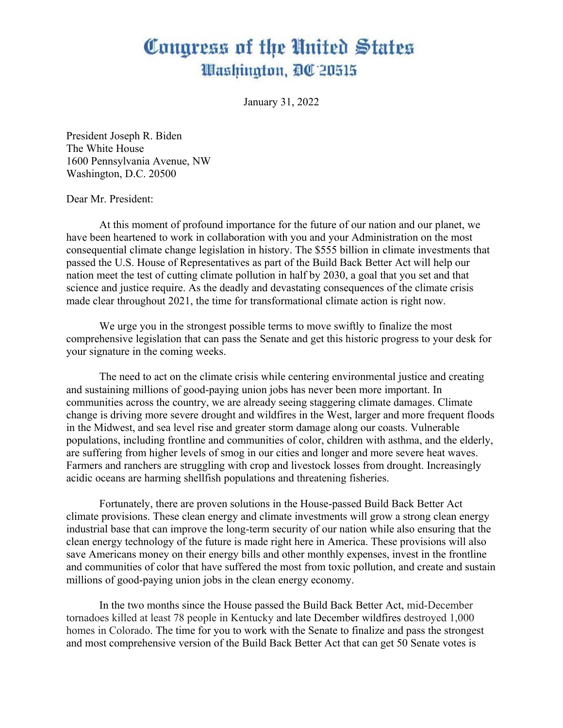# Congress of the United States
## Washington, DC 20515

January 31, 2022

President Joseph R. Biden
The White House
1600 Pennsylvania Avenue, NW
Washington, D.C. 20500

Dear Mr. President:

At this moment of profound importance for the future of our nation and our planet, we have been heartened to work in collaboration with you and your Administration on the most consequential climate change legislation in history. The $555 billion in climate investments that passed the U.S. House of Representatives as part of the Build Back Better Act will help our nation meet the test of cutting climate pollution in half by 2030, a goal that you set and that science and justice require. As the deadly and devastating consequences of the climate crisis made clear throughout 2021, the time for transformational climate action is right now.

We urge you in the strongest possible terms to move swiftly to finalize the most comprehensive legislation that can pass the Senate and get this historic progress to your desk for your signature in the coming weeks.

The need to act on the climate crisis while centering environmental justice and creating and sustaining millions of good-paying union jobs has never been more important. In communities across the country, we are already seeing staggering climate damages. Climate change is driving more severe drought and wildfires in the West, larger and more frequent floods in the Midwest, and sea level rise and greater storm damage along our coasts. Vulnerable populations, including frontline and communities of color, children with asthma, and the elderly, are suffering from higher levels of smog in our cities and longer and more severe heat waves. Farmers and ranchers are struggling with crop and livestock losses from drought. Increasingly acidic oceans are harming shellfish populations and threatening fisheries.

Fortunately, there are proven solutions in the House-passed Build Back Better Act climate provisions. These clean energy and climate investments will grow a strong clean energy industrial base that can improve the long-term security of our nation while also ensuring that the clean energy technology of the future is made right here in America. These provisions will also save Americans money on their energy bills and other monthly expenses, invest in the frontline and communities of color that have suffered the most from toxic pollution, and create and sustain millions of good-paying union jobs in the clean energy economy.

In the two months since the House passed the Build Back Better Act, mid-December tornadoes killed at least 78 people in Kentucky and late December wildfires destroyed 1,000 homes in Colorado. The time for you to work with the Senate to finalize and pass the strongest and most comprehensive version of the Build Back Better Act that can get 50 Senate votes is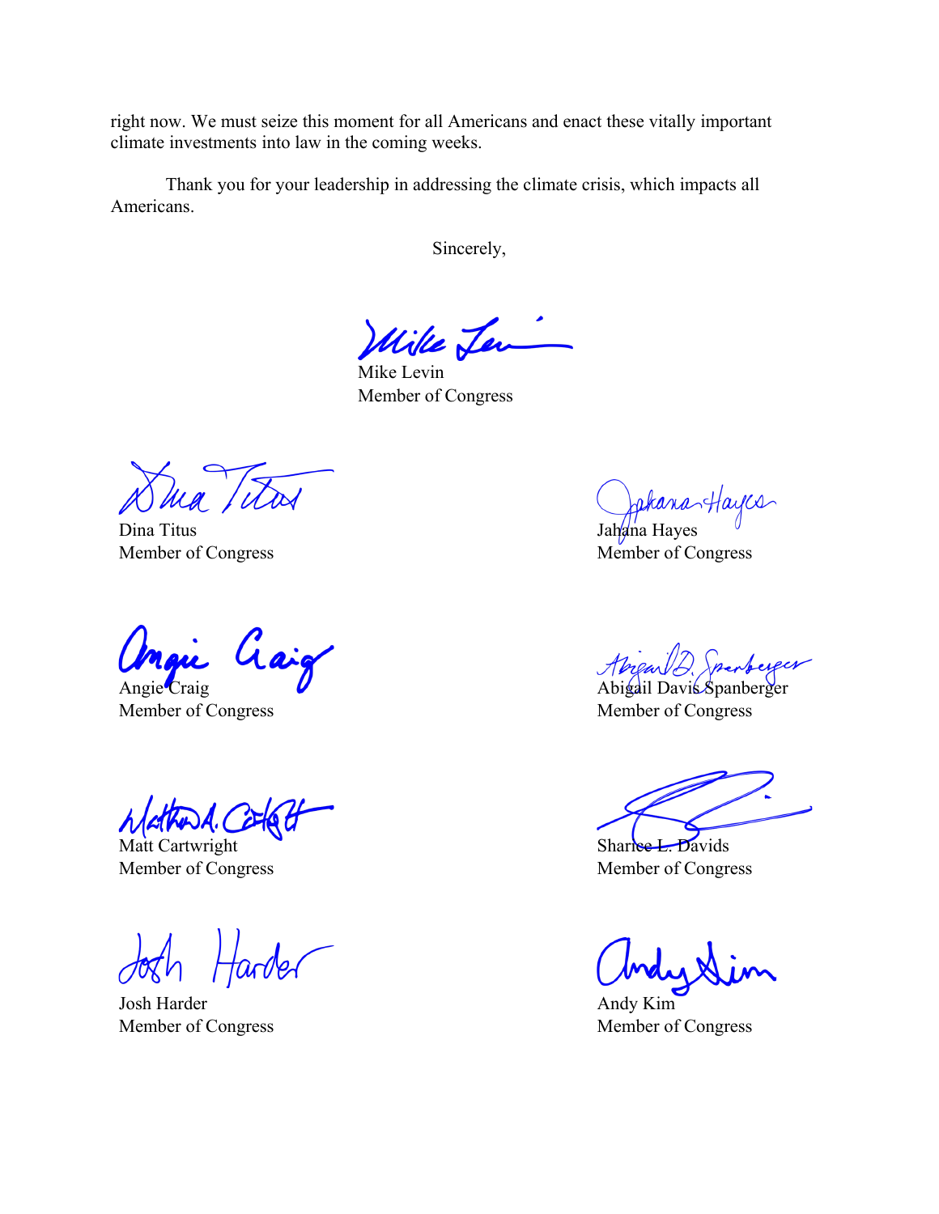right now. We must seize this moment for all Americans and enact these vitally important climate investments into law in the coming weeks.

Thank you for your leadership in addressing the climate crisis, which impacts all Americans.

Sincerely,

Mike Levin
Member of Congress

Dina Titus
Member of Congress

Jahana Hayes
Member of Congress

Angie Craig
Member of Congress

Abigail Davis Spanberger
Member of Congress

Matt Cartwright
Member of Congress

Sharice L. Davids
Member of Congress

Josh Harder
Member of Congress

Andy Kim
Member of Congress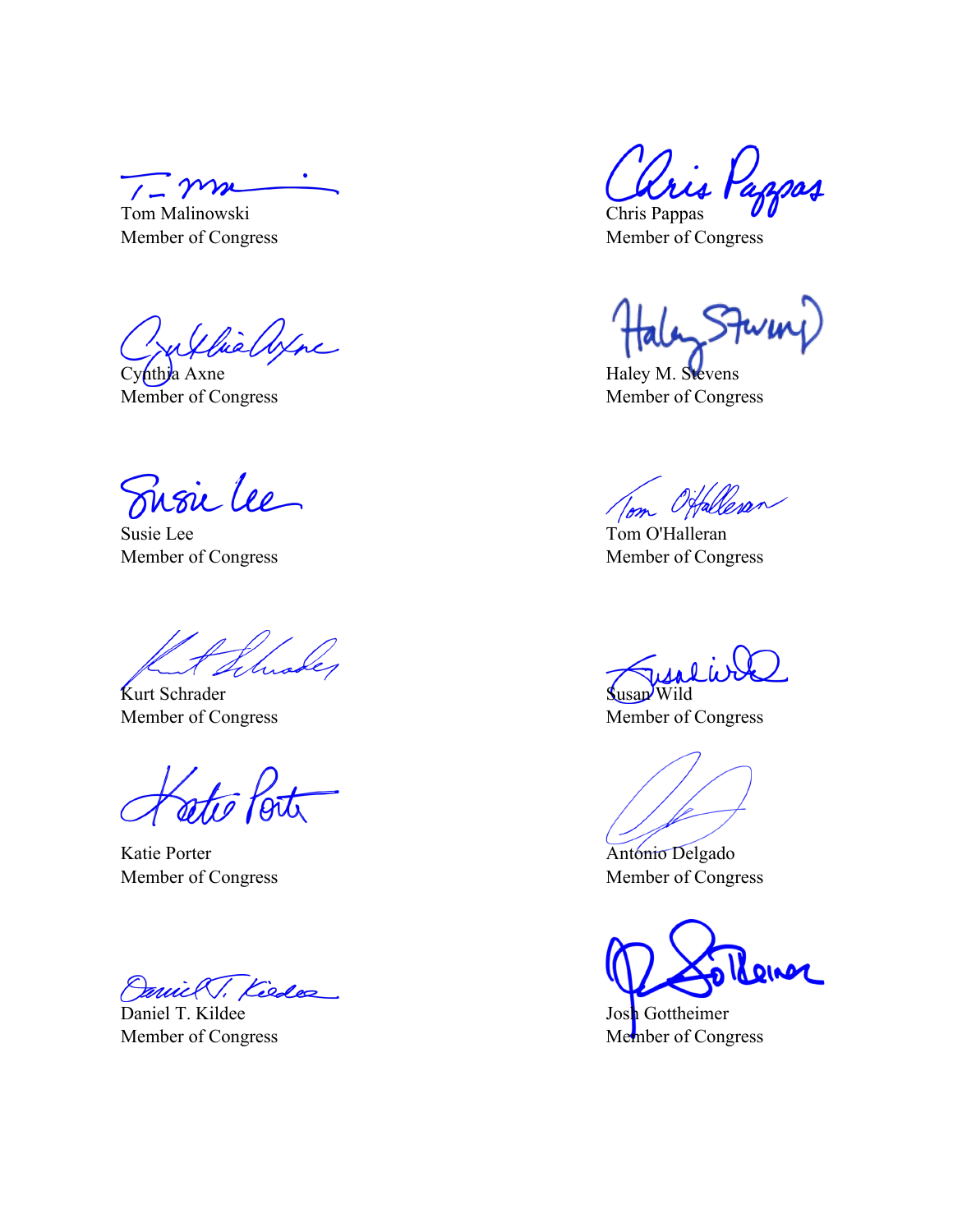Tom Malinowski
Member of Congress

Chris Pappas
Member of Congress

Cynthia Axne
Member of Congress

Haley M. Stevens
Member of Congress

Susie Lee
Member of Congress

Tom O'Halleran
Member of Congress

Kurt Schrader
Member of Congress

Susan Wild
Member of Congress

Katie Porter
Member of Congress

Antonio Delgado
Member of Congress

Daniel T. Kildee
Member of Congress

Josh Gottheimer
Member of Congress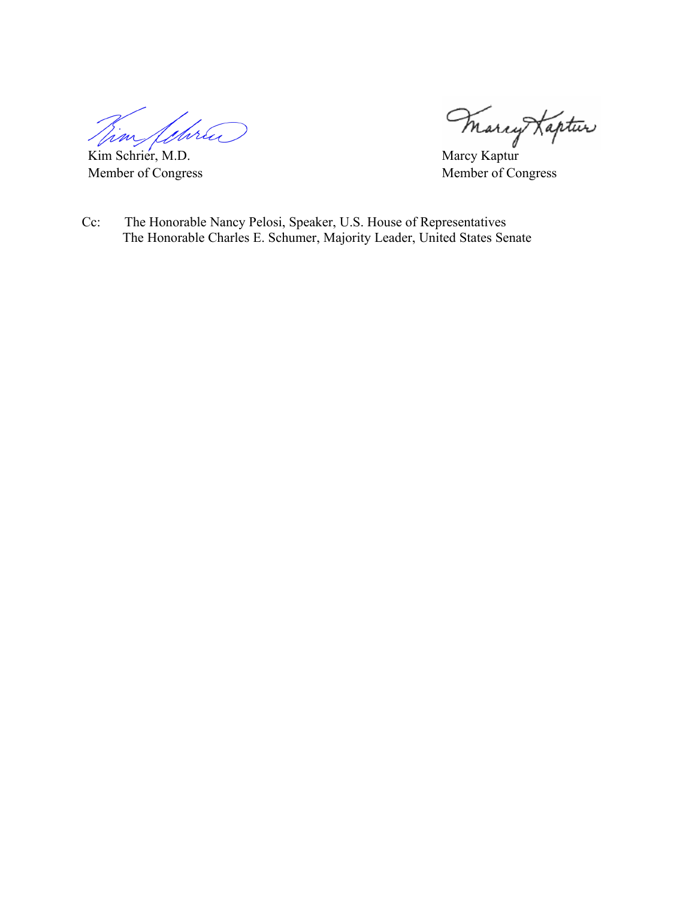Kim Schrier, M.D.
Member of Congress

Marcy Kaptur
Member of Congress

Cc: The Honorable Nancy Pelosi, Speaker, U.S. House of Representatives
The Honorable Charles E. Schumer, Majority Leader, United States Senate